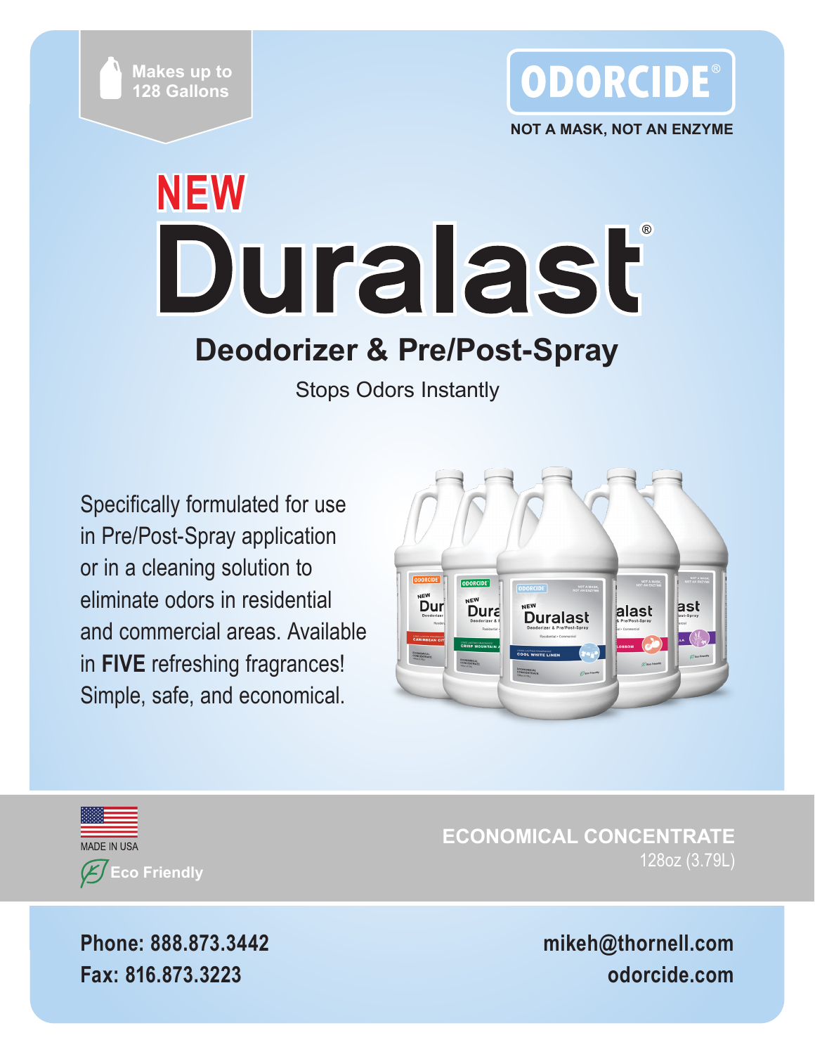Makes up to 128 Gallons

**ODORCIDE®**

**NOT A MASK, NOT AN ENZYME**

# NEW Duralast®

## Deodorizer & Pre/Post-Spray

Stops Odors Instantly

Specifically formulated for use in Pre/Post-Spray application or in a cleaning solution to eliminate odors in residential and commercial areas. Available in **FIVE** refreshing fragrances! Simple, safe, and economical.

MADE IN USA

**Eco Friendly**

**ECONOMICAL CONCENTRATE**

128oz (3.79L)

**Phone: 888.873.3442**

**Fax: 816.873.3223**

**mikeh@thornell.com**

**odorcide.com**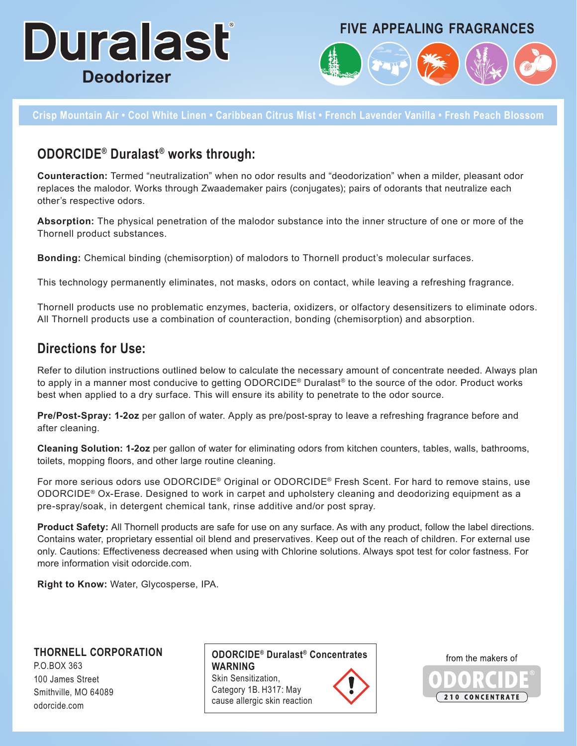# Duralast®

**Deodorizer**

## FIVE APPEALING FRAGRANCES

Crisp Mountain Air • Cool White Linen • Caribbean Citrus Mist • French Lavender Vanilla • Fresh Peach Blossom

## ODORCIDE® Duralast® works through:

**Counteraction:** Termed “neutralization” when no odor results and “deodorization” when a milder, pleasant odor replaces the malodor. Works through Zwaademaker pairs (conjugates); pairs of odorants that neutralize each other’s respective odors.

**Absorption:** The physical penetration of the malodor substance into the inner structure of one or more of the Thornell product substances.

**Bonding:** Chemical binding (chemisorption) of malodors to Thornell product’s molecular surfaces.

This technology permanently eliminates, not masks, odors on contact, while leaving a refreshing fragrance.

Thornell products use no problematic enzymes, bacteria, oxidizers, or olfactory desensitizers to eliminate odors. All Thornell products use a combination of counteraction, bonding (chemisorption) and absorption.

## Directions for Use:

Refer to dilution instructions outlined below to calculate the necessary amount of concentrate needed. Always plan to apply in a manner most conducive to getting ODORCIDE® Duralast® to the source of the odor. Product works best when applied to a dry surface. This will ensure its ability to penetrate to the odor source.

**Pre/Post-Spray: 1-2oz** per gallon of water. Apply as pre/post-spray to leave a refreshing fragrance before and after cleaning.

**Cleaning Solution: 1-2oz** per gallon of water for eliminating odors from kitchen counters, tables, walls, bathrooms, toilets, mopping floors, and other large routine cleaning.

For more serious odors use ODORCIDE® Original or ODORCIDE® Fresh Scent. For hard to remove stains, use ODORCIDE® Ox-Erase. Designed to work in carpet and upholstery cleaning and deodorizing equipment as a pre-spray/soak, in detergent chemical tank, rinse additive and/or post spray.

**Product Safety:** All Thornell products are safe for use on any surface. As with any product, follow the label directions. Contains water, proprietary essential oil blend and preservatives. Keep out of the reach of children. For external use only. Cautions: Effectiveness decreased when using with Chlorine solutions. Always spot test for color fastness. For more information visit odorcide.com.

**Right to Know:** Water, Glycosperse, IPA.

**THORNELL CORPORATION**
P.O.BOX 363
100 James Street
Smithville, MO 64089
odorcide.com

**ODORCIDE® Duralast® Concentrates**
**WARNING**
Skin Sensitization, Category 1B. H317: May cause allergic skin reaction

from the makers of
ODORCIDE®
210 CONCENTRATE